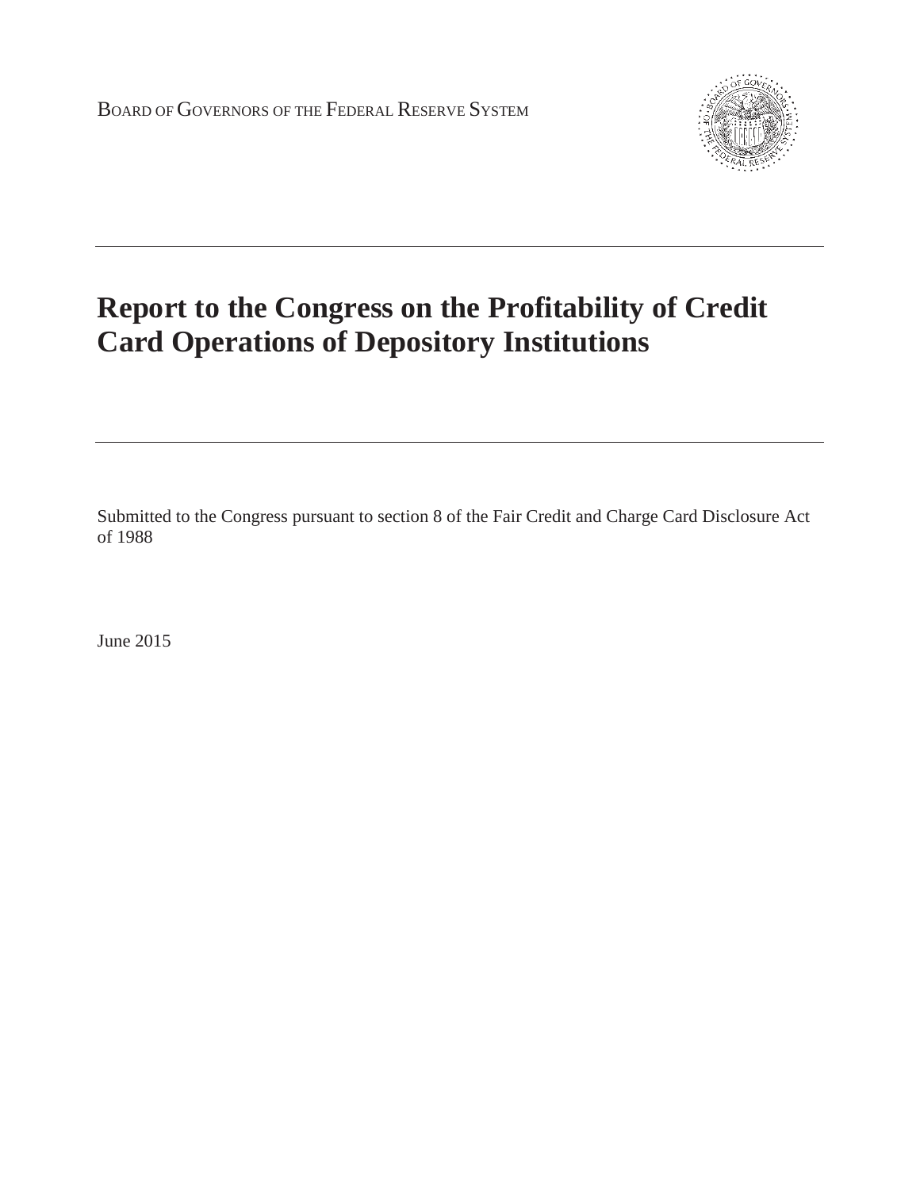BOARD OF GOVERNORS OF THE FEDERAL RESERVE SYSTEM

# Report to the Congress on the Profitability of Credit Card Operations of Depository Institutions

Submitted to the Congress pursuant to section 8 of the Fair Credit and Charge Card Disclosure Act of 1988

June 2015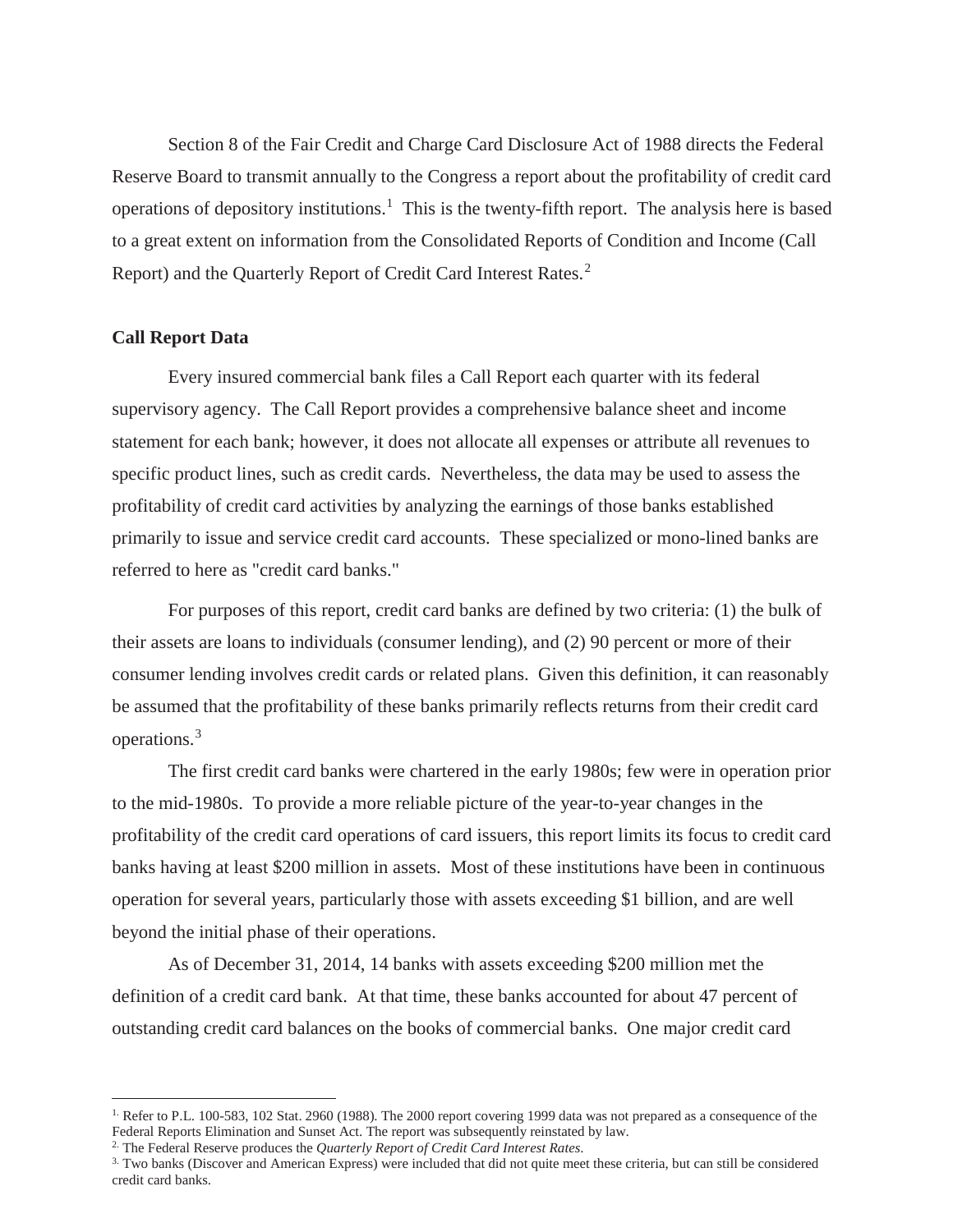Section 8 of the Fair Credit and Charge Card Disclosure Act of 1988 directs the Federal Reserve Board to transmit annually to the Congress a report about the profitability of credit card operations of depository institutions.[1] This is the twenty-fifth report. The analysis here is based to a great extent on information from the Consolidated Reports of Condition and Income (Call Report) and the Quarterly Report of Credit Card Interest Rates.[2]

**Call Report Data**

Every insured commercial bank files a Call Report each quarter with its federal supervisory agency. The Call Report provides a comprehensive balance sheet and income statement for each bank; however, it does not allocate all expenses or attribute all revenues to specific product lines, such as credit cards. Nevertheless, the data may be used to assess the profitability of credit card activities by analyzing the earnings of those banks established primarily to issue and service credit card accounts. These specialized or mono-lined banks are referred to here as "credit card banks."

For purposes of this report, credit card banks are defined by two criteria: (1) the bulk of their assets are loans to individuals (consumer lending), and (2) 90 percent or more of their consumer lending involves credit cards or related plans. Given this definition, it can reasonably be assumed that the profitability of these banks primarily reflects returns from their credit card operations.[3]

The first credit card banks were chartered in the early 1980s; few were in operation prior to the mid-1980s. To provide a more reliable picture of the year-to-year changes in the profitability of the credit card operations of card issuers, this report limits its focus to credit card banks having at least $200 million in assets. Most of these institutions have been in continuous operation for several years, particularly those with assets exceeding $1 billion, and are well beyond the initial phase of their operations.

As of December 31, 2014, 14 banks with assets exceeding $200 million met the definition of a credit card bank. At that time, these banks accounted for about 47 percent of outstanding credit card balances on the books of commercial banks. One major credit card

---

[1] Refer to P.L. 100-583, 102 Stat. 2960 (1988). The 2000 report covering 1999 data was not prepared as a consequence of the Federal Reports Elimination and Sunset Act. The report was subsequently reinstated by law.

[2] The Federal Reserve produces the *Quarterly Report of Credit Card Interest Rates*.

[3] Two banks (Discover and American Express) were included that did not quite meet these criteria, but can still be considered credit card banks.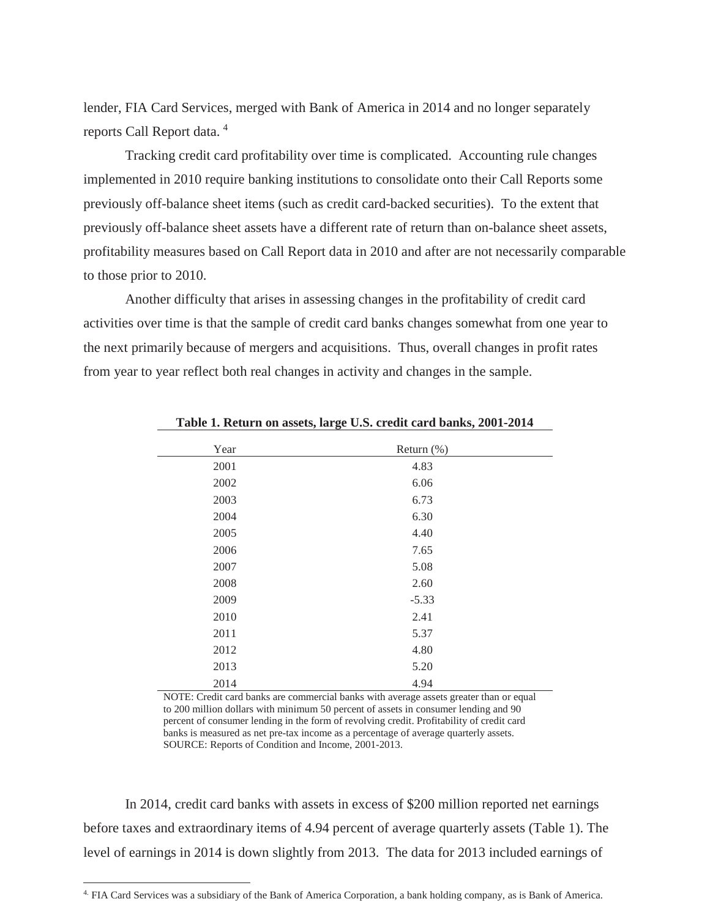lender, FIA Card Services, merged with Bank of America in 2014 and no longer separately reports Call Report data. [4]

Tracking credit card profitability over time is complicated. Accounting rule changes implemented in 2010 require banking institutions to consolidate onto their Call Reports some previously off-balance sheet items (such as credit card-backed securities). To the extent that previously off-balance sheet assets have a different rate of return than on-balance sheet assets, profitability measures based on Call Report data in 2010 and after are not necessarily comparable to those prior to 2010.

Another difficulty that arises in assessing changes in the profitability of credit card activities over time is that the sample of credit card banks changes somewhat from one year to the next primarily because of mergers and acquisitions. Thus, overall changes in profit rates from year to year reflect both real changes in activity and changes in the sample.

**Table 1. Return on assets, large U.S. credit card banks, 2001-2014**

| Year | Return (%) |
|---|---|
| 2001 | 4.83 |
| 2002 | 6.06 |
| 2003 | 6.73 |
| 2004 | 6.30 |
| 2005 | 4.40 |
| 2006 | 7.65 |
| 2007 | 5.08 |
| 2008 | 2.60 |
| 2009 | -5.33 |
| 2010 | 2.41 |
| 2011 | 5.37 |
| 2012 | 4.80 |
| 2013 | 5.20 |
| 2014 | 4.94 |

NOTE: Credit card banks are commercial banks with average assets greater than or equal to 200 million dollars with minimum 50 percent of assets in consumer lending and 90 percent of consumer lending in the form of revolving credit. Profitability of credit card banks is measured as net pre-tax income as a percentage of average quarterly assets.
SOURCE: Reports of Condition and Income, 2001-2013.

In 2014, credit card banks with assets in excess of $200 million reported net earnings before taxes and extraordinary items of 4.94 percent of average quarterly assets (Table 1). The level of earnings in 2014 is down slightly from 2013. The data for 2013 included earnings of

[4] FIA Card Services was a subsidiary of the Bank of America Corporation, a bank holding company, as is Bank of America.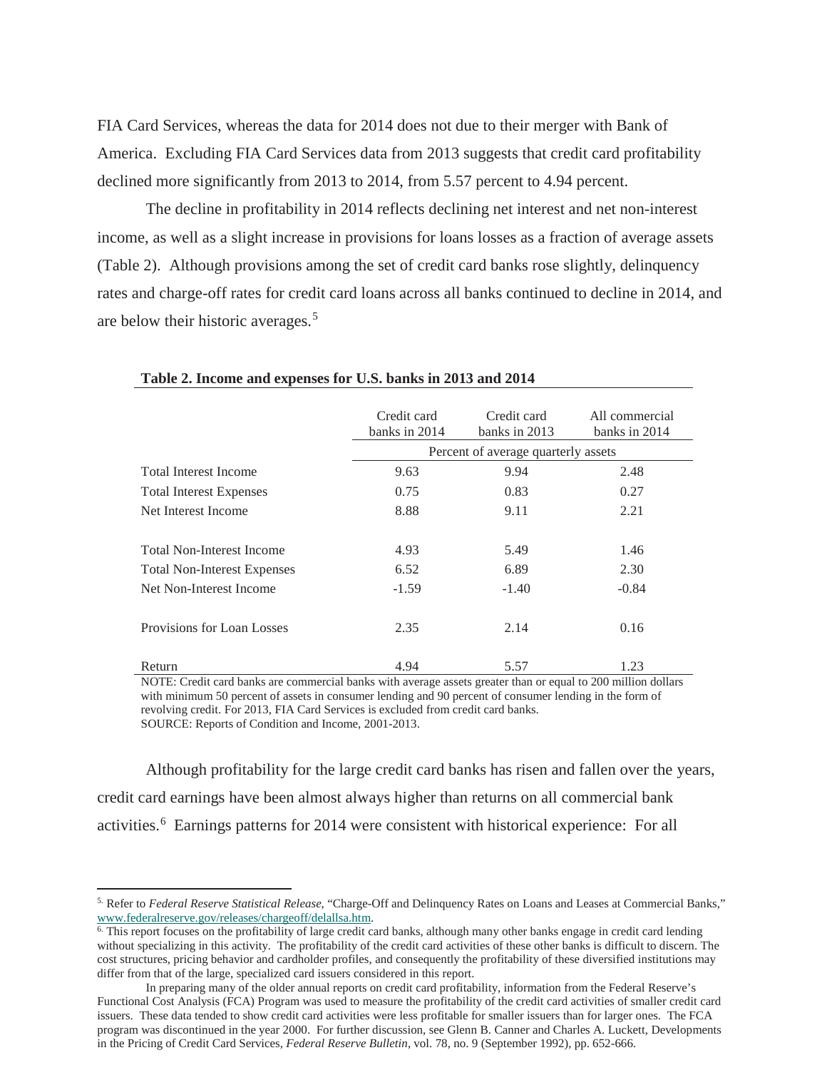FIA Card Services, whereas the data for 2014 does not due to their merger with Bank of America. Excluding FIA Card Services data from 2013 suggests that credit card profitability declined more significantly from 2013 to 2014, from 5.57 percent to 4.94 percent.

The decline in profitability in 2014 reflects declining net interest and net non-interest income, as well as a slight increase in provisions for loans losses as a fraction of average assets (Table 2). Although provisions among the set of credit card banks rose slightly, delinquency rates and charge-off rates for credit card loans across all banks continued to decline in 2014, and are below their historic averages.[5]

**Table 2. Income and expenses for U.S. banks in 2013 and 2014**

| | Credit card banks in 2014 | Credit card banks in 2013 | All commercial banks in 2014 |
|---|---|---|---|
| | Percent of average quarterly assets | | |
| Total Interest Income | 9.63 | 9.94 | 2.48 |
| Total Interest Expenses | 0.75 | 0.83 | 0.27 |
| Net Interest Income | 8.88 | 9.11 | 2.21 |
| | | | |
| Total Non-Interest Income | 4.93 | 5.49 | 1.46 |
| Total Non-Interest Expenses | 6.52 | 6.89 | 2.30 |
| Net Non-Interest Income | -1.59 | -1.40 | -0.84 |
| | | | |
| Provisions for Loan Losses | 2.35 | 2.14 | 0.16 |
| | | | |
| Return | 4.94 | 5.57 | 1.23 |

NOTE: Credit card banks are commercial banks with average assets greater than or equal to 200 million dollars with minimum 50 percent of assets in consumer lending and 90 percent of consumer lending in the form of revolving credit. For 2013, FIA Card Services is excluded from credit card banks.
SOURCE: Reports of Condition and Income, 2001-2013.

Although profitability for the large credit card banks has risen and fallen over the years, credit card earnings have been almost always higher than returns on all commercial bank activities.[6] Earnings patterns for 2014 were consistent with historical experience: For all

---

[5] Refer to *Federal Reserve Statistical Release*, "Charge-Off and Delinquency Rates on Loans and Leases at Commercial Banks," www.federalreserve.gov/releases/chargeoff/delallsa.htm.

[6] This report focuses on the profitability of large credit card banks, although many other banks engage in credit card lending without specializing in this activity. The profitability of the credit card activities of these other banks is difficult to discern. The cost structures, pricing behavior and cardholder profiles, and consequently the profitability of these diversified institutions may differ from that of the large, specialized card issuers considered in this report.

In preparing many of the older annual reports on credit card profitability, information from the Federal Reserve's Functional Cost Analysis (FCA) Program was used to measure the profitability of the credit card activities of smaller credit card issuers. These data tended to show credit card activities were less profitable for smaller issuers than for larger ones. The FCA program was discontinued in the year 2000. For further discussion, see Glenn B. Canner and Charles A. Luckett, Developments in the Pricing of Credit Card Services, *Federal Reserve Bulletin*, vol. 78, no. 9 (September 1992), pp. 652-666.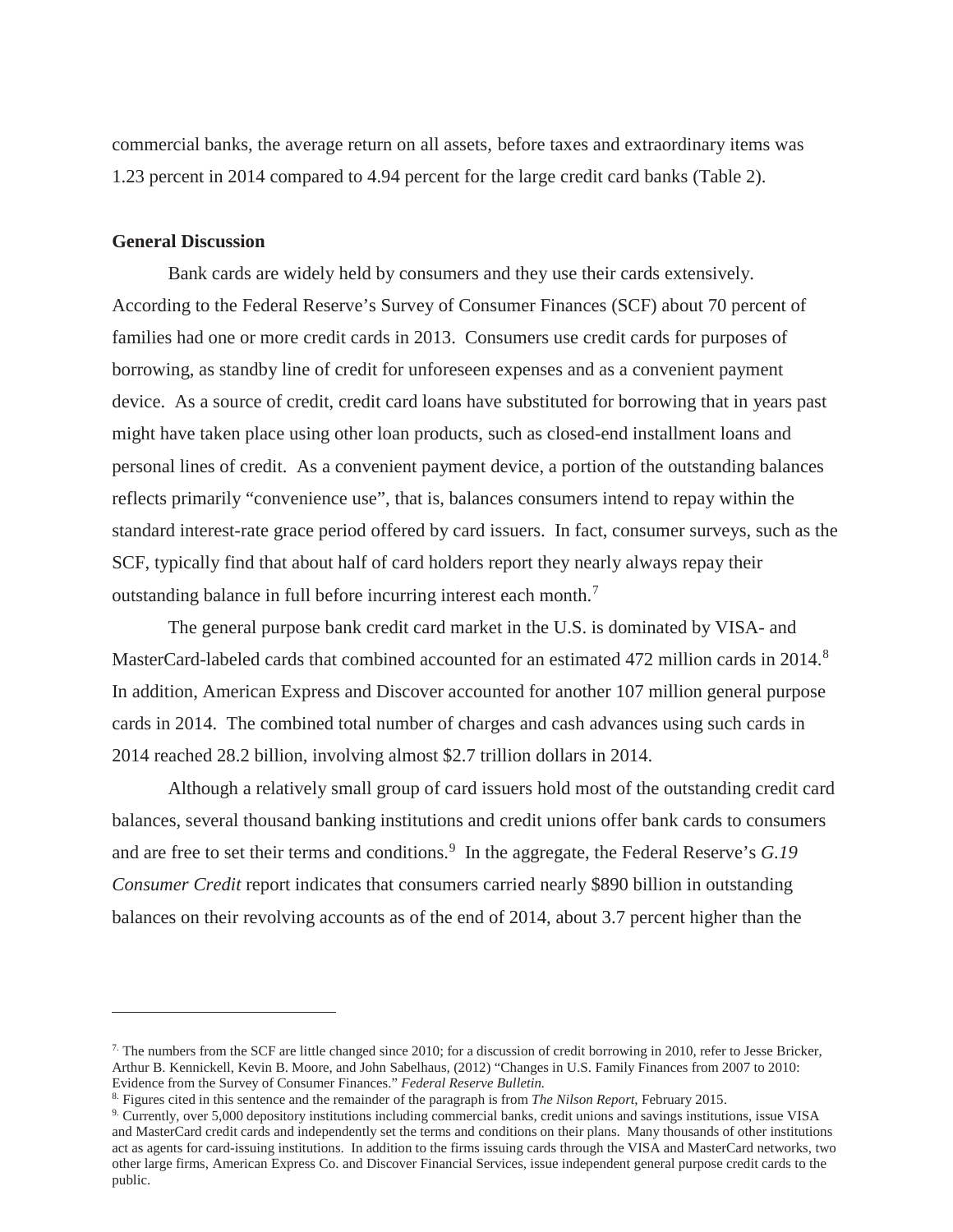commercial banks, the average return on all assets, before taxes and extraordinary items was 1.23 percent in 2014 compared to 4.94 percent for the large credit card banks (Table 2).

**General Discussion**

Bank cards are widely held by consumers and they use their cards extensively. According to the Federal Reserve's Survey of Consumer Finances (SCF) about 70 percent of families had one or more credit cards in 2013. Consumers use credit cards for purposes of borrowing, as standby line of credit for unforeseen expenses and as a convenient payment device. As a source of credit, credit card loans have substituted for borrowing that in years past might have taken place using other loan products, such as closed-end installment loans and personal lines of credit. As a convenient payment device, a portion of the outstanding balances reflects primarily "convenience use", that is, balances consumers intend to repay within the standard interest-rate grace period offered by card issuers. In fact, consumer surveys, such as the SCF, typically find that about half of card holders report they nearly always repay their outstanding balance in full before incurring interest each month.[7]

The general purpose bank credit card market in the U.S. is dominated by VISA- and MasterCard-labeled cards that combined accounted for an estimated 472 million cards in 2014.[8] In addition, American Express and Discover accounted for another 107 million general purpose cards in 2014. The combined total number of charges and cash advances using such cards in 2014 reached 28.2 billion, involving almost $2.7 trillion dollars in 2014.

Although a relatively small group of card issuers hold most of the outstanding credit card balances, several thousand banking institutions and credit unions offer bank cards to consumers and are free to set their terms and conditions.[9] In the aggregate, the Federal Reserve's *G.19 Consumer Credit* report indicates that consumers carried nearly $890 billion in outstanding balances on their revolving accounts as of the end of 2014, about 3.7 percent higher than the

---

[7] The numbers from the SCF are little changed since 2010; for a discussion of credit borrowing in 2010, refer to Jesse Bricker, Arthur B. Kennickell, Kevin B. Moore, and John Sabelhaus, (2012) "Changes in U.S. Family Finances from 2007 to 2010: Evidence from the Survey of Consumer Finances." *Federal Reserve Bulletin.*

[8] Figures cited in this sentence and the remainder of the paragraph is from *The Nilson Report*, February 2015.

[9] Currently, over 5,000 depository institutions including commercial banks, credit unions and savings institutions, issue VISA and MasterCard credit cards and independently set the terms and conditions on their plans. Many thousands of other institutions act as agents for card-issuing institutions. In addition to the firms issuing cards through the VISA and MasterCard networks, two other large firms, American Express Co. and Discover Financial Services, issue independent general purpose credit cards to the public.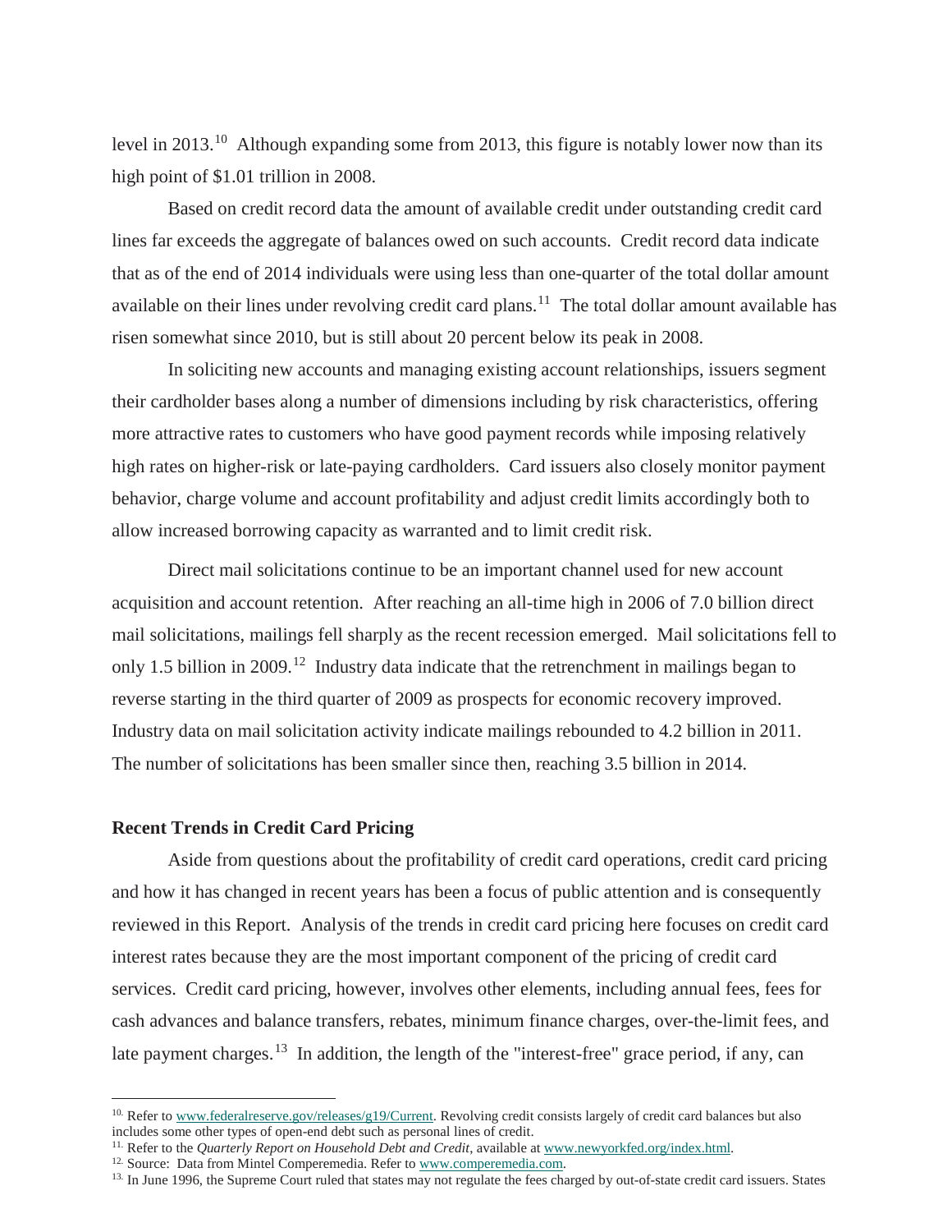level in 2013.[10] Although expanding some from 2013, this figure is notably lower now than its high point of $1.01 trillion in 2008.

Based on credit record data the amount of available credit under outstanding credit card lines far exceeds the aggregate of balances owed on such accounts. Credit record data indicate that as of the end of 2014 individuals were using less than one-quarter of the total dollar amount available on their lines under revolving credit card plans.[11] The total dollar amount available has risen somewhat since 2010, but is still about 20 percent below its peak in 2008.

In soliciting new accounts and managing existing account relationships, issuers segment their cardholder bases along a number of dimensions including by risk characteristics, offering more attractive rates to customers who have good payment records while imposing relatively high rates on higher-risk or late-paying cardholders. Card issuers also closely monitor payment behavior, charge volume and account profitability and adjust credit limits accordingly both to allow increased borrowing capacity as warranted and to limit credit risk.

Direct mail solicitations continue to be an important channel used for new account acquisition and account retention. After reaching an all-time high in 2006 of 7.0 billion direct mail solicitations, mailings fell sharply as the recent recession emerged. Mail solicitations fell to only 1.5 billion in 2009.[12] Industry data indicate that the retrenchment in mailings began to reverse starting in the third quarter of 2009 as prospects for economic recovery improved. Industry data on mail solicitation activity indicate mailings rebounded to 4.2 billion in 2011. The number of solicitations has been smaller since then, reaching 3.5 billion in 2014.

**Recent Trends in Credit Card Pricing**

Aside from questions about the profitability of credit card operations, credit card pricing and how it has changed in recent years has been a focus of public attention and is consequently reviewed in this Report. Analysis of the trends in credit card pricing here focuses on credit card interest rates because they are the most important component of the pricing of credit card services. Credit card pricing, however, involves other elements, including annual fees, fees for cash advances and balance transfers, rebates, minimum finance charges, over-the-limit fees, and late payment charges.[13] In addition, the length of the "interest-free" grace period, if any, can

---

[10] Refer to www.federalreserve.gov/releases/g19/Current. Revolving credit consists largely of credit card balances but also includes some other types of open-end debt such as personal lines of credit.

[11] Refer to the *Quarterly Report on Household Debt and Credit*, available at www.newyorkfed.org/index.html.

[12] Source: Data from Mintel Comperemedia. Refer to www.comperemedia.com.

[13] In June 1996, the Supreme Court ruled that states may not regulate the fees charged by out-of-state credit card issuers. States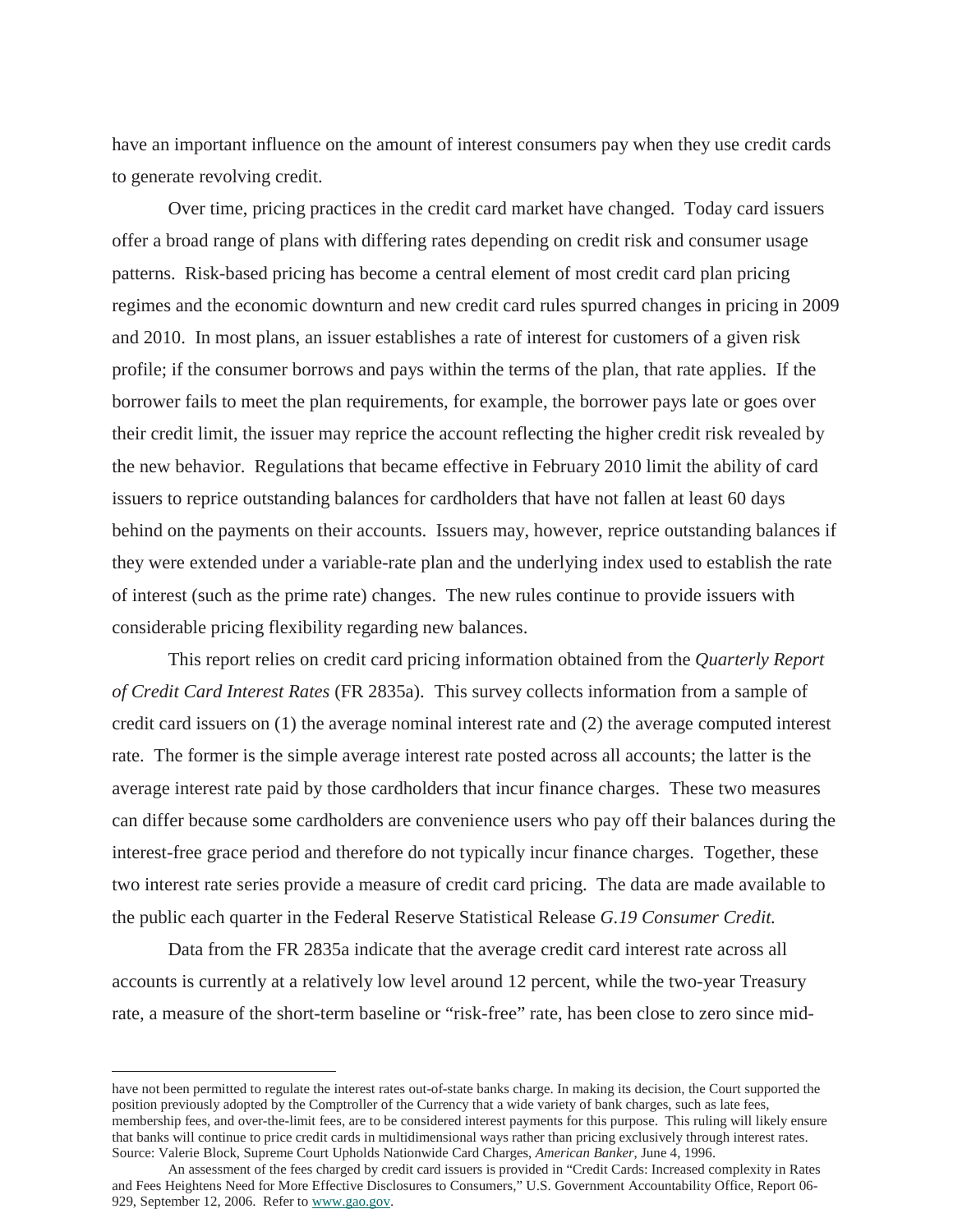have an important influence on the amount of interest consumers pay when they use credit cards to generate revolving credit.

Over time, pricing practices in the credit card market have changed. Today card issuers offer a broad range of plans with differing rates depending on credit risk and consumer usage patterns. Risk-based pricing has become a central element of most credit card plan pricing regimes and the economic downturn and new credit card rules spurred changes in pricing in 2009 and 2010. In most plans, an issuer establishes a rate of interest for customers of a given risk profile; if the consumer borrows and pays within the terms of the plan, that rate applies. If the borrower fails to meet the plan requirements, for example, the borrower pays late or goes over their credit limit, the issuer may reprice the account reflecting the higher credit risk revealed by the new behavior. Regulations that became effective in February 2010 limit the ability of card issuers to reprice outstanding balances for cardholders that have not fallen at least 60 days behind on the payments on their accounts. Issuers may, however, reprice outstanding balances if they were extended under a variable-rate plan and the underlying index used to establish the rate of interest (such as the prime rate) changes. The new rules continue to provide issuers with considerable pricing flexibility regarding new balances.

This report relies on credit card pricing information obtained from the *Quarterly Report of Credit Card Interest Rates* (FR 2835a). This survey collects information from a sample of credit card issuers on (1) the average nominal interest rate and (2) the average computed interest rate. The former is the simple average interest rate posted across all accounts; the latter is the average interest rate paid by those cardholders that incur finance charges. These two measures can differ because some cardholders are convenience users who pay off their balances during the interest-free grace period and therefore do not typically incur finance charges. Together, these two interest rate series provide a measure of credit card pricing. The data are made available to the public each quarter in the Federal Reserve Statistical Release *G.19 Consumer Credit.*

Data from the FR 2835a indicate that the average credit card interest rate across all accounts is currently at a relatively low level around 12 percent, while the two-year Treasury rate, a measure of the short-term baseline or "risk-free" rate, has been close to zero since mid-

---

have not been permitted to regulate the interest rates out-of-state banks charge. In making its decision, the Court supported the position previously adopted by the Comptroller of the Currency that a wide variety of bank charges, such as late fees, membership fees, and over-the-limit fees, are to be considered interest payments for this purpose. This ruling will likely ensure that banks will continue to price credit cards in multidimensional ways rather than pricing exclusively through interest rates. Source: Valerie Block, Supreme Court Upholds Nationwide Card Charges, *American Banker,* June 4, 1996.

An assessment of the fees charged by credit card issuers is provided in "Credit Cards: Increased complexity in Rates and Fees Heightens Need for More Effective Disclosures to Consumers," U.S. Government Accountability Office, Report 06-929, September 12, 2006. Refer to www.gao.gov.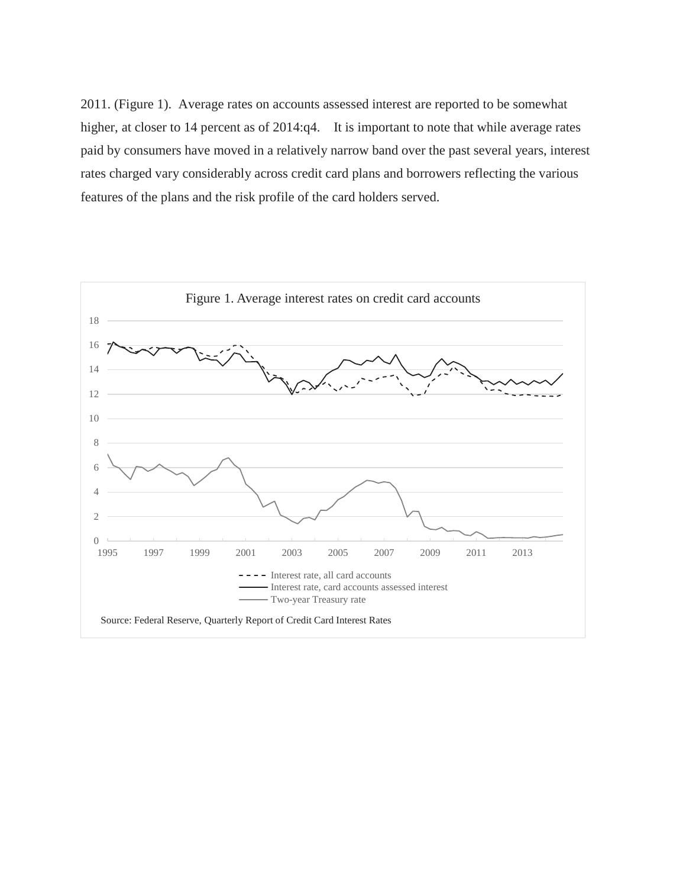2011. (Figure 1). Average rates on accounts assessed interest are reported to be somewhat higher, at closer to 14 percent as of 2014:q4. It is important to note that while average rates paid by consumers have moved in a relatively narrow band over the past several years, interest rates charged vary considerably across credit card plans and borrowers reflecting the various features of the plans and the risk profile of the card holders served.

Figure 1. Average interest rates on credit card accounts

18
16
14
12
10
8
6
4
2
0

1995 1997 1999 2001 2003 2005 2007 2009 2011 2013

Interest rate, all card accounts
Interest rate, card accounts assessed interest
Two-year Treasury rate

Source: Federal Reserve, Quarterly Report of Credit Card Interest Rates